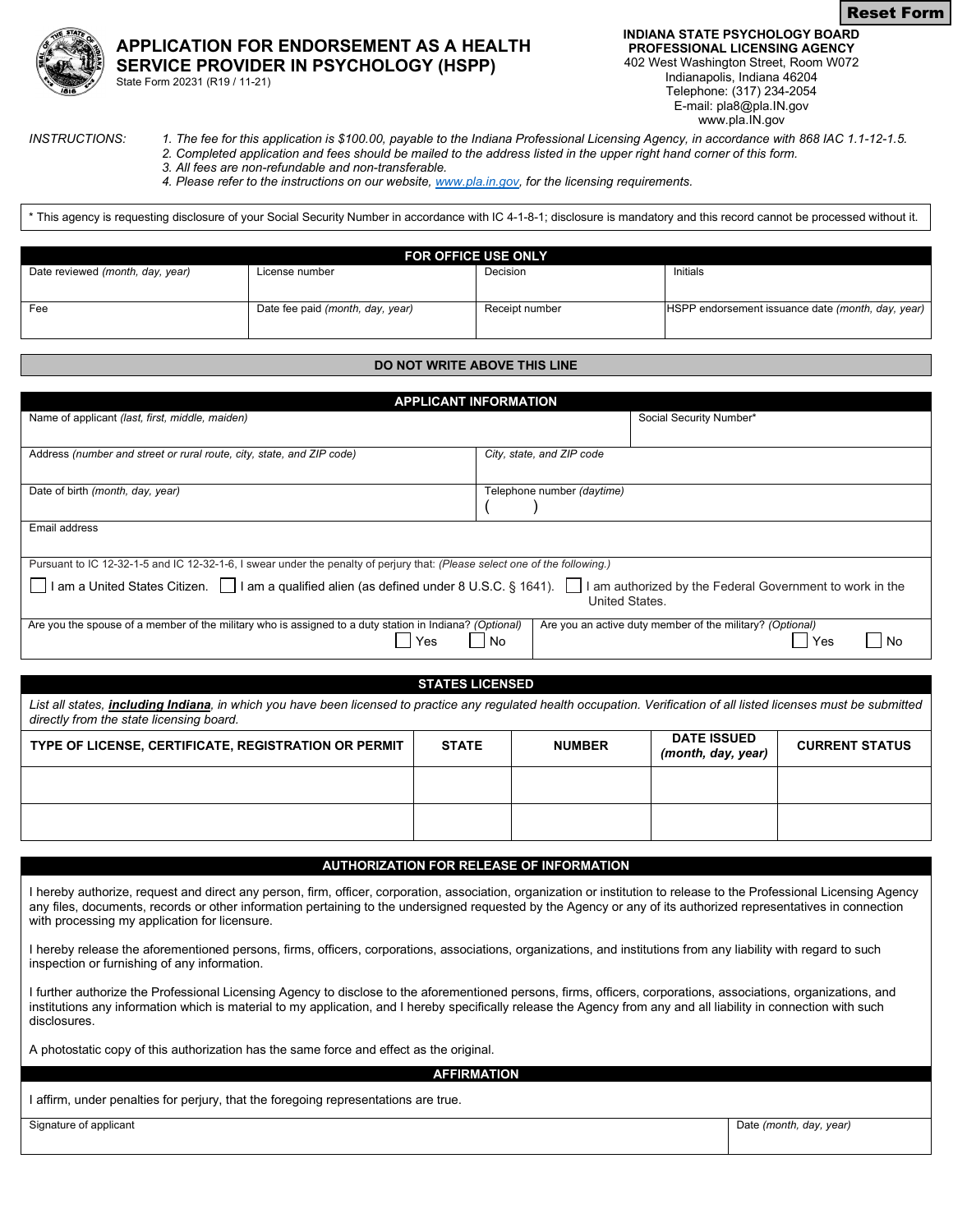Reset Form

# APPLICATION FOR ENDORSEMENT AS A HEALTH SERVICE PROVIDER IN PSYCHOLOGY (HSPP)

State Form 20231 (R19 / 11-21)

**INDIANA STATE PSYCHOLOGY BOARD**
**PROFESSIONAL LICENSING AGENCY**
402 West Washington Street, Room W072
Indianapolis, Indiana 46204
Telephone: (317) 234-2054
E-mail: pla8@pla.IN.gov
www.pla.IN.gov

*INSTRUCTIONS:*

1. *The fee for this application is $100.00, payable to the Indiana Professional Licensing Agency, in accordance with 868 IAC 1.1-12-1.5.*
2. *Completed application and fees should be mailed to the address listed in the upper right hand corner of this form.*
3. *All fees are non-refundable and non-transferable.*
4. *Please refer to the instructions on our website, www.pla.in.gov, for the licensing requirements.*

\* This agency is requesting disclosure of your Social Security Number in accordance with IC 4-1-8-1; disclosure is mandatory and this record cannot be processed without it.

## FOR OFFICE USE ONLY

| Date reviewed *(month, day, year)* | License number | Decision | Initials |
|---|---|---|---|
| Fee | Date fee paid *(month, day, year)* | Receipt number | HSPP endorsement issuance date *(month, day, year)* |

**DO NOT WRITE ABOVE THIS LINE**

## APPLICANT INFORMATION

| Name of applicant *(last, first, middle, maiden)* | Social Security Number* |
|---|---|
| Address *(number and street or rural route, city, state, and ZIP code)* | City, state, and ZIP code |
| Date of birth *(month, day, year)* | Telephone number *(daytime)* ( ) |

Email address

Pursuant to IC 12-32-1-5 and IC 12-32-1-6, I swear under the penalty of perjury that: *(Please select one of the following.)*

☐ I am a United States Citizen. ☐ I am a qualified alien (as defined under 8 U.S.C. § 1641). ☐ I am authorized by the Federal Government to work in the United States.

Are you the spouse of a member of the military who is assigned to a duty station in Indiana? *(Optional)* ☐ Yes ☐ No

Are you an active duty member of the military? *(Optional)* ☐ Yes ☐ No

## STATES LICENSED

*List all states, **including Indiana**, in which you have been licensed to practice any regulated health occupation. Verification of all listed licenses must be submitted directly from the state licensing board.*

| TYPE OF LICENSE, CERTIFICATE, REGISTRATION OR PERMIT | STATE | NUMBER | DATE ISSUED *(month, day, year)* | CURRENT STATUS |
|---|---|---|---|---|
| | | | | |
| | | | | |

## AUTHORIZATION FOR RELEASE OF INFORMATION

I hereby authorize, request and direct any person, firm, officer, corporation, association, organization or institution to release to the Professional Licensing Agency any files, documents, records or other information pertaining to the undersigned requested by the Agency or any of its authorized representatives in connection with processing my application for licensure.

I hereby release the aforementioned persons, firms, officers, corporations, associations, organizations, and institutions from any liability with regard to such inspection or furnishing of any information.

I further authorize the Professional Licensing Agency to disclose to the aforementioned persons, firms, officers, corporations, associations, organizations, and institutions any information which is material to my application, and I hereby specifically release the Agency from any and all liability in connection with such disclosures.

A photostatic copy of this authorization has the same force and effect as the original.

## AFFIRMATION

I affirm, under penalties for perjury, that the foregoing representations are true.

| Signature of applicant | Date *(month, day, year)* |
|---|---|
| | |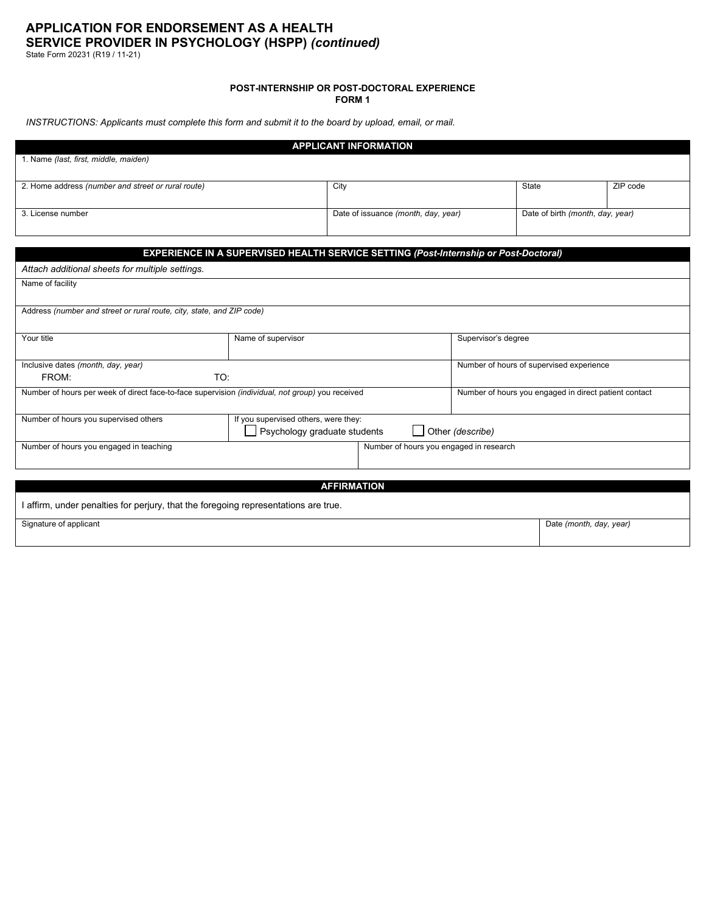# APPLICATION FOR ENDORSEMENT AS A HEALTH SERVICE PROVIDER IN PSYCHOLOGY (HSPP) *(continued)*

State Form 20231 (R19 / 11-21)

**POST-INTERNSHIP OR POST-DOCTORAL EXPERIENCE**
**FORM 1**

*INSTRUCTIONS: Applicants must complete this form and submit it to the board by upload, email, or mail.*

| APPLICANT INFORMATION | | | |
|---|---|---|---|
| 1. Name *(last, first, middle, maiden)* | | | |
| 2. Home address *(number and street or rural route)* | City | State | ZIP code |
| 3. License number | Date of issuance *(month, day, year)* | Date of birth *(month, day, year)* | |

| EXPERIENCE IN A SUPERVISED HEALTH SERVICE SETTING *(Post-Internship or Post-Doctoral)* | | |
|---|---|---|
| *Attach additional sheets for multiple settings.* | | |
| Name of facility | | |
| Address *(number and street or rural route, city, state, and ZIP code)* | | |
| Your title | Name of supervisor | Supervisor's degree |
| Inclusive dates *(month, day, year)* FROM: TO: | | Number of hours of supervised experience |
| Number of hours per week of direct face-to-face supervision *(individual, not group)* you received | | Number of hours you engaged in direct patient contact |
| Number of hours you supervised others | If you supervised others, were they: ☐ Psychology graduate students ☐ Other *(describe)* | |
| Number of hours you engaged in teaching | Number of hours you engaged in research | |

| AFFIRMATION | |
|---|---|
| I affirm, under penalties for perjury, that the foregoing representations are true. | |
| Signature of applicant | Date *(month, day, year)* |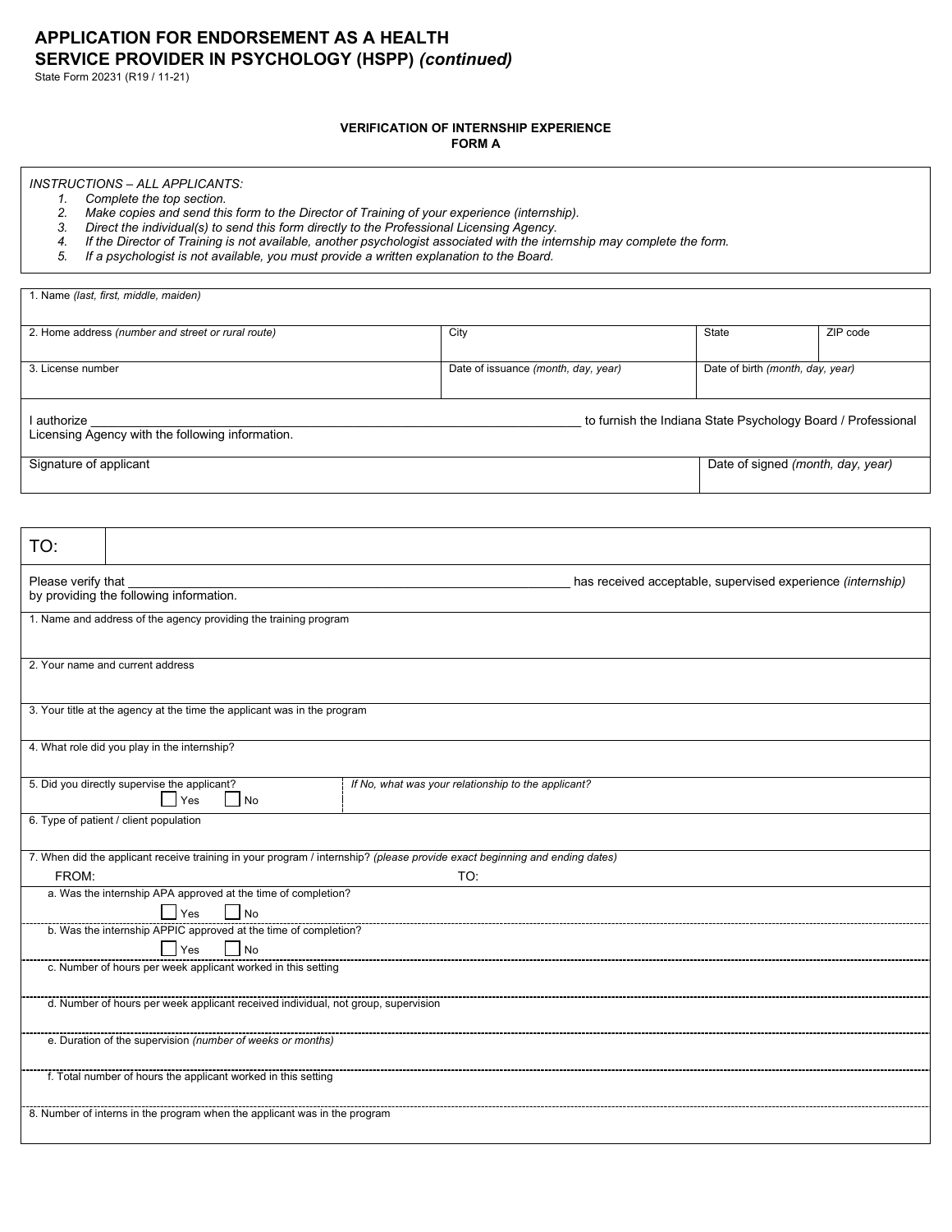# APPLICATION FOR ENDORSEMENT AS A HEALTH SERVICE PROVIDER IN PSYCHOLOGY (HSPP) *(continued)*

State Form 20231 (R19 / 11-21)

## VERIFICATION OF INTERNSHIP EXPERIENCE
## FORM A

*INSTRUCTIONS – ALL APPLICANTS:*

1. *Complete the top section.*
2. *Make copies and send this form to the Director of Training of your experience (internship).*
3. *Direct the individual(s) to send this form directly to the Professional Licensing Agency.*
4. *If the Director of Training is not available, another psychologist associated with the internship may complete the form.*
5. *If a psychologist is not available, you must provide a written explanation to the Board.*

| 1. Name *(last, first, middle, maiden)* | | | |
|---|---|---|---|
| 2. Home address *(number and street or rural route)* | City | State | ZIP code |
| 3. License number | Date of issuance *(month, day, year)* | Date of birth *(month, day, year)* | |

I authorize ______________________________________________ to furnish the Indiana State Psychology Board / Professional Licensing Agency with the following information.

| Signature of applicant | Date of signed *(month, day, year)* |
|---|---|
| | |

| TO: | |
|---|---|

Please verify that ______________________________________________ has received acceptable, supervised experience *(internship)* by providing the following information.

1. Name and address of the agency providing the training program

2. Your name and current address

3. Your title at the agency at the time the applicant was in the program

4. What role did you play in the internship?

5. Did you directly supervise the applicant? ☐ Yes ☐ No

   *If No, what was your relationship to the applicant?*

6. Type of patient / client population

7. When did the applicant receive training in your program / internship? *(please provide exact beginning and ending dates)*

   FROM: TO:

   a. Was the internship APA approved at the time of completion? ☐ Yes ☐ No

   b. Was the internship APPIC approved at the time of completion? ☐ Yes ☐ No

   c. Number of hours per week applicant worked in this setting

   d. Number of hours per week applicant received individual, not group, supervision

   e. Duration of the supervision *(number of weeks or months)*

   f. Total number of hours the applicant worked in this setting

8. Number of interns in the program when the applicant was in the program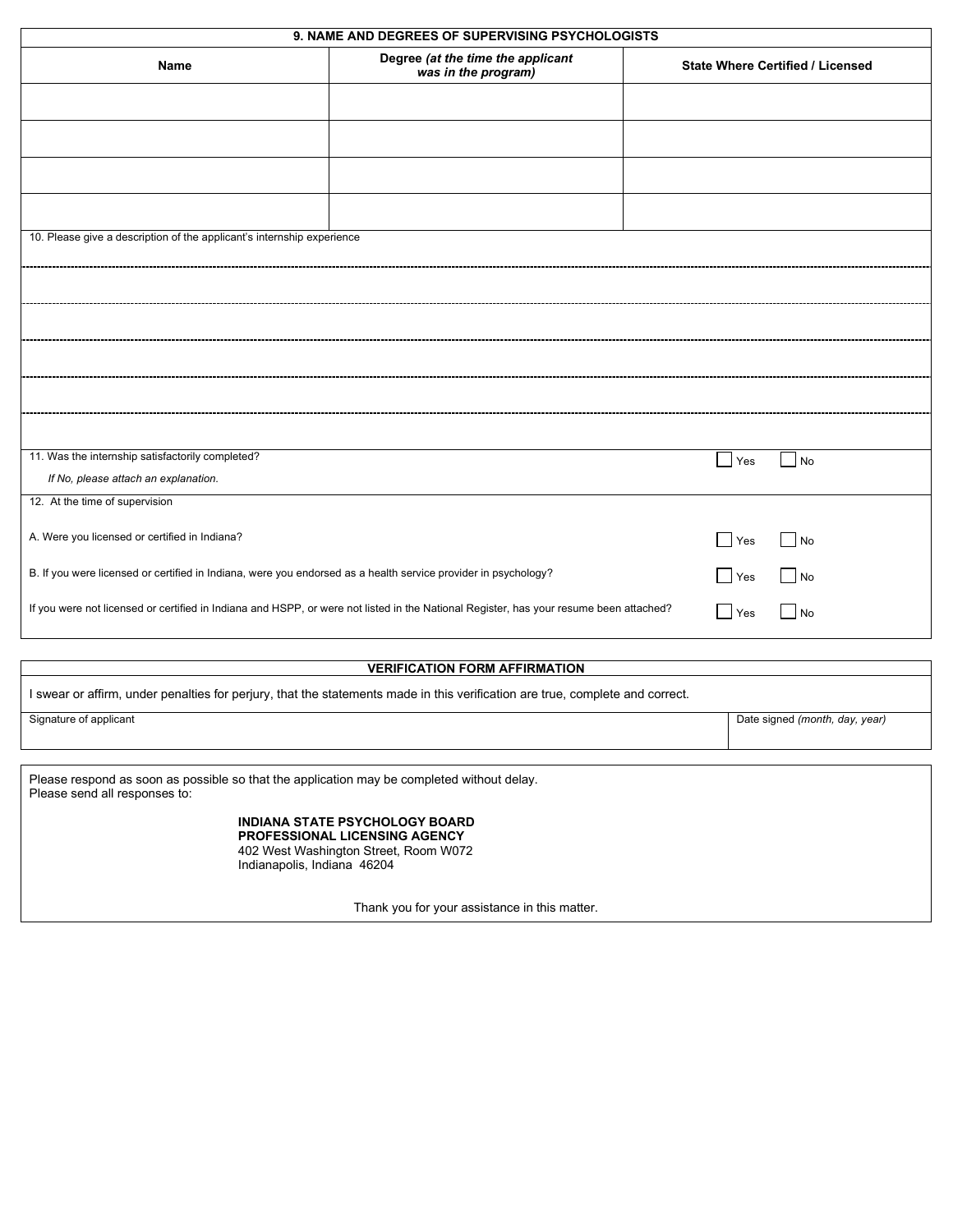| 9. NAME AND DEGREES OF SUPERVISING PSYCHOLOGISTS | | |
|---|---|---|
| **Name** | **Degree** ***(at the time the applicant was in the program)*** | **State Where Certified / Licensed** |
| | | |
| | | |
| | | |
| | | |

10. Please give a description of the applicant's internship experience

11. Was the internship satisfactorily completed? ☐ Yes ☐ No

*If No, please attach an explanation.*

12. At the time of supervision

A. Were you licensed or certified in Indiana? ☐ Yes ☐ No

B. If you were licensed or certified in Indiana, were you endorsed as a health service provider in psychology? ☐ Yes ☐ No

If you were not licensed or certified in Indiana and HSPP, or were not listed in the National Register, has your resume been attached? ☐ Yes ☐ No

**VERIFICATION FORM AFFIRMATION**

I swear or affirm, under penalties for perjury, that the statements made in this verification are true, complete and correct.

| Signature of applicant | Date signed *(month, day, year)* |
|---|---|
| | |

Please respond as soon as possible so that the application may be completed without delay.
Please send all responses to:

**INDIANA STATE PSYCHOLOGY BOARD**
**PROFESSIONAL LICENSING AGENCY**
402 West Washington Street, Room W072
Indianapolis, Indiana 46204

Thank you for your assistance in this matter.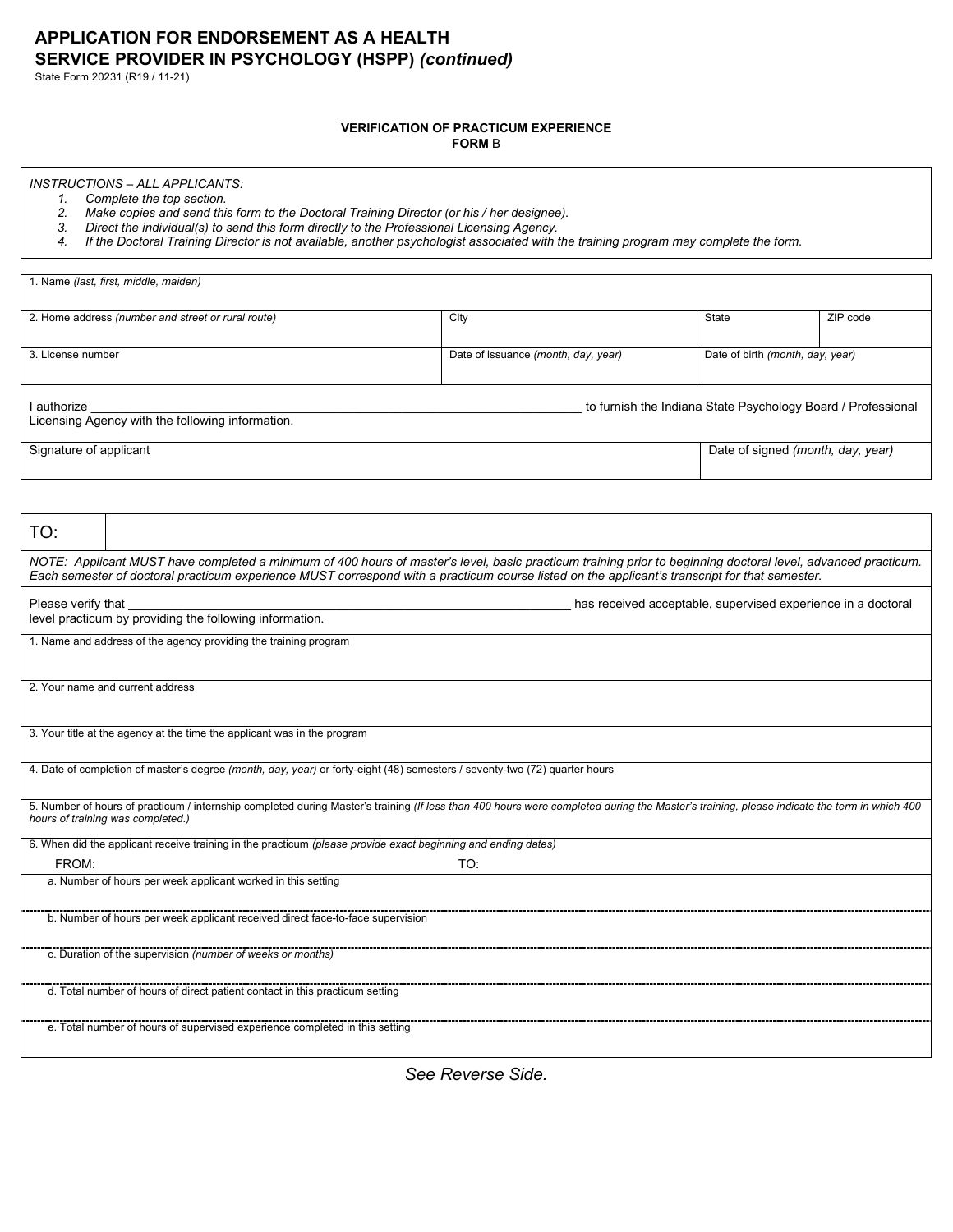# APPLICATION FOR ENDORSEMENT AS A HEALTH SERVICE PROVIDER IN PSYCHOLOGY (HSPP) *(continued)*

State Form 20231 (R19 / 11-21)

### VERIFICATION OF PRACTICUM EXPERIENCE
### FORM B

*INSTRUCTIONS – ALL APPLICANTS:*

1. *Complete the top section.*
2. *Make copies and send this form to the Doctoral Training Director (or his / her designee).*
3. *Direct the individual(s) to send this form directly to the Professional Licensing Agency.*
4. *If the Doctoral Training Director is not available, another psychologist associated with the training program may complete the form.*

| 1. Name *(last, first, middle, maiden)* | | | |
|---|---|---|---|
| 2. Home address *(number and street or rural route)* | City | State | ZIP code |
| 3. License number | Date of issuance *(month, day, year)* | Date of birth *(month, day, year)* | |

I authorize ______________________________ to furnish the Indiana State Psychology Board / Professional Licensing Agency with the following information.

| Signature of applicant | Date of signed *(month, day, year)* |
|---|---|
| | |

TO:

*NOTE: Applicant MUST have completed a minimum of 400 hours of master's level, basic practicum training prior to beginning doctoral level, advanced practicum. Each semester of doctoral practicum experience MUST correspond with a practicum course listed on the applicant's transcript for that semester.*

Please verify that ______________________________ has received acceptable, supervised experience in a doctoral level practicum by providing the following information.

1. Name and address of the agency providing the training program

2. Your name and current address

3. Your title at the agency at the time the applicant was in the program

4. Date of completion of master's degree *(month, day, year)* or forty-eight (48) semesters / seventy-two (72) quarter hours

5. Number of hours of practicum / internship completed during Master's training *(If less than 400 hours were completed during the Master's training, please indicate the term in which 400 hours of training was completed.)*

6. When did the applicant receive training in the practicum *(please provide exact beginning and ending dates)*

FROM: TO:

a. Number of hours per week applicant worked in this setting

b. Number of hours per week applicant received direct face-to-face supervision

c. Duration of the supervision *(number of weeks or months)*

d. Total number of hours of direct patient contact in this practicum setting

e. Total number of hours of supervised experience completed in this setting

*See Reverse Side.*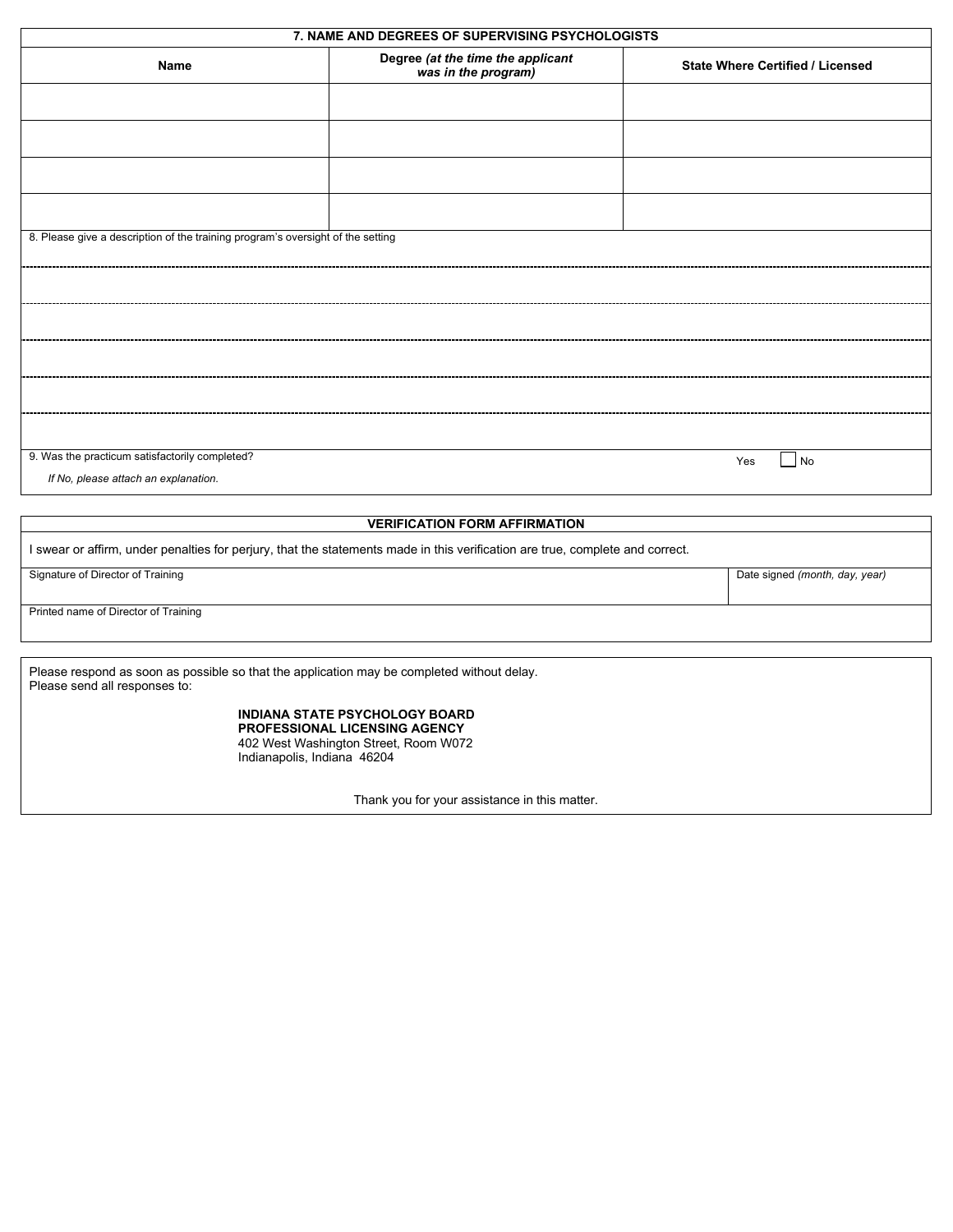## 7. NAME AND DEGREES OF SUPERVISING PSYCHOLOGISTS

| Name | Degree *(at the time the applicant was in the program)* | State Where Certified / Licensed |
|---|---|---|
| | | |
| | | |
| | | |
| | | |

8. Please give a description of the training program's oversight of the setting

9. Was the practicum satisfactorily completed? Yes ☐ No

*If No, please attach an explanation.*

## VERIFICATION FORM AFFIRMATION

I swear or affirm, under penalties for perjury, that the statements made in this verification are true, complete and correct.

| Signature of Director of Training | Date signed *(month, day, year)* |
|---|---|
| Printed name of Director of Training | |

Please respond as soon as possible so that the application may be completed without delay.
Please send all responses to:

**INDIANA STATE PSYCHOLOGY BOARD**
**PROFESSIONAL LICENSING AGENCY**
402 West Washington Street, Room W072
Indianapolis, Indiana 46204

Thank you for your assistance in this matter.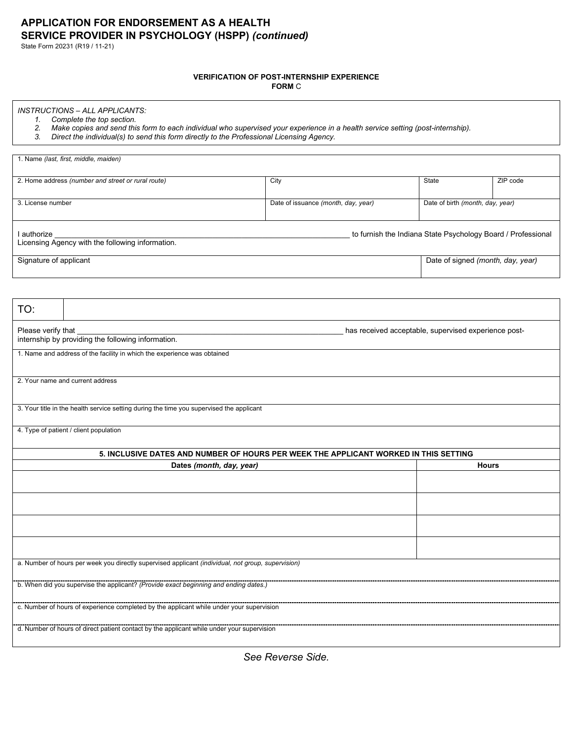# APPLICATION FOR ENDORSEMENT AS A HEALTH SERVICE PROVIDER IN PSYCHOLOGY (HSPP) *(continued)*

State Form 20231 (R19 / 11-21)

**VERIFICATION OF POST-INTERNSHIP EXPERIENCE**
**FORM** C

*INSTRUCTIONS – ALL APPLICANTS:*

1. *Complete the top section.*
2. *Make copies and send this form to each individual who supervised your experience in a health service setting (post-internship).*
3. *Direct the individual(s) to send this form directly to the Professional Licensing Agency.*

| 1. Name *(last, first, middle, maiden)* | | | |
|---|---|---|---|
| 2. Home address *(number and street or rural route)* | City | State | ZIP code |
| 3. License number | Date of issuance *(month, day, year)* | Date of birth *(month, day, year)* | |

I authorize ______________________________ to furnish the Indiana State Psychology Board / Professional Licensing Agency with the following information.

| Signature of applicant | Date of signed *(month, day, year)* |
|---|---|
| | |

| TO: | |
|---|---|

Please verify that ______________________________ has received acceptable, supervised experience post-internship by providing the following information.

1. Name and address of the facility in which the experience was obtained

2. Your name and current address

3. Your title in the health service setting during the time you supervised the applicant

4. Type of patient / client population

| 5. INCLUSIVE DATES AND NUMBER OF HOURS PER WEEK THE APPLICANT WORKED IN THIS SETTING | |
|---|---|
| Dates *(month, day, year)* | Hours |
| | |
| | |
| | |
| | |

a. Number of hours per week you directly supervised applicant *(individual, not group, supervision)*

b. When did you supervise the applicant? *(Provide exact beginning and ending dates.)*

c. Number of hours of experience completed by the applicant while under your supervision

d. Number of hours of direct patient contact by the applicant while under your supervision

*See Reverse Side.*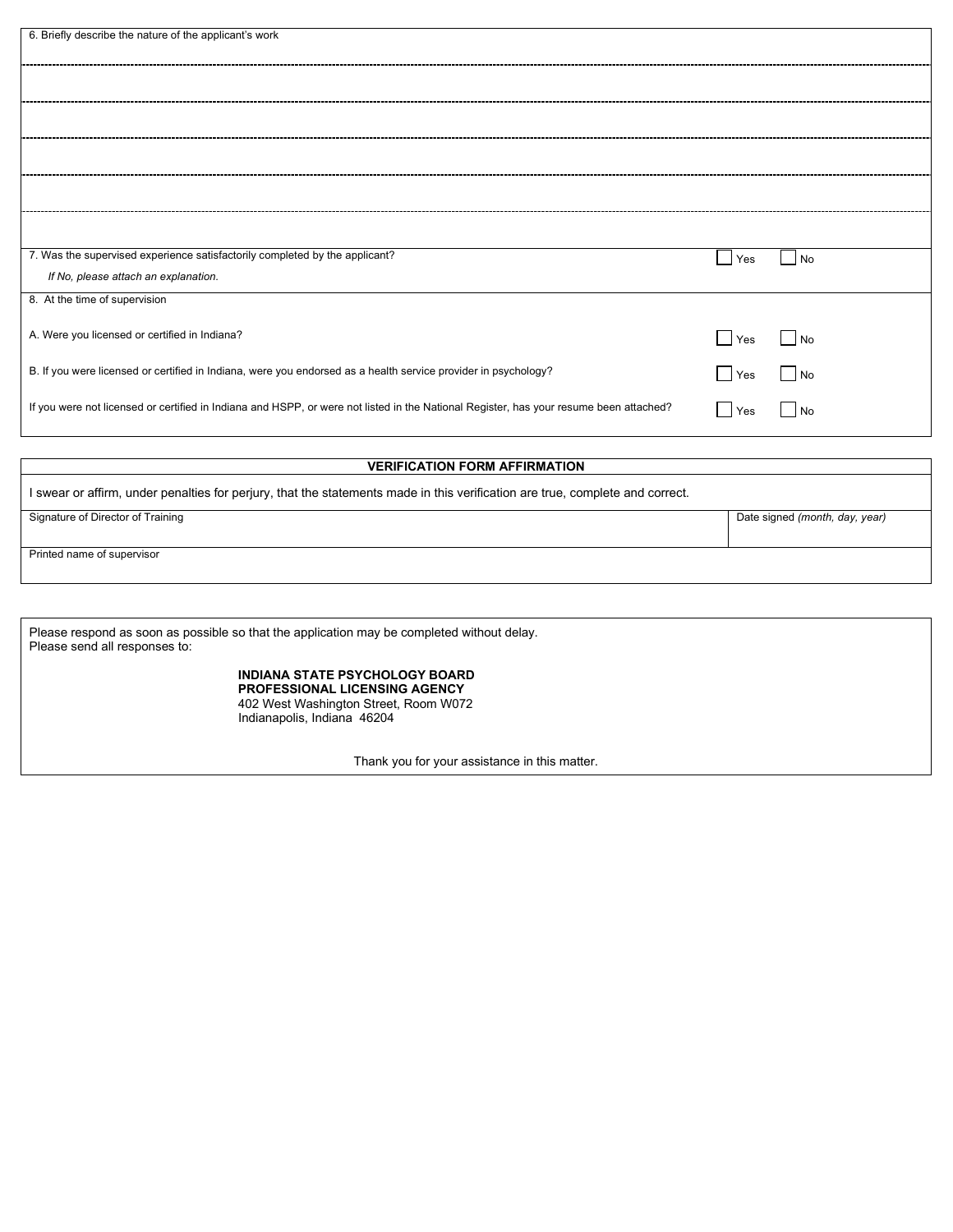6. Briefly describe the nature of the applicant's work

| | | |
|---|---|---|
| 7. Was the supervised experience satisfactorily completed by the applicant? *If No, please attach an explanation.* | ☐ Yes | ☐ No |
| 8. At the time of supervision | | |
| A. Were you licensed or certified in Indiana? | ☐ Yes | ☐ No |
| B. If you were licensed or certified in Indiana, were you endorsed as a health service provider in psychology? | ☐ Yes | ☐ No |
| If you were not licensed or certified in Indiana and HSPP, or were not listed in the National Register, has your resume been attached? | ☐ Yes | ☐ No |

## VERIFICATION FORM AFFIRMATION

I swear or affirm, under penalties for perjury, that the statements made in this verification are true, complete and correct.

| | |
|---|---|
| Signature of Director of Training | Date signed *(month, day, year)* |
| Printed name of supervisor | |

Please respond as soon as possible so that the application may be completed without delay.
Please send all responses to:

**INDIANA STATE PSYCHOLOGY BOARD**
**PROFESSIONAL LICENSING AGENCY**
402 West Washington Street, Room W072
Indianapolis, Indiana 46204

Thank you for your assistance in this matter.